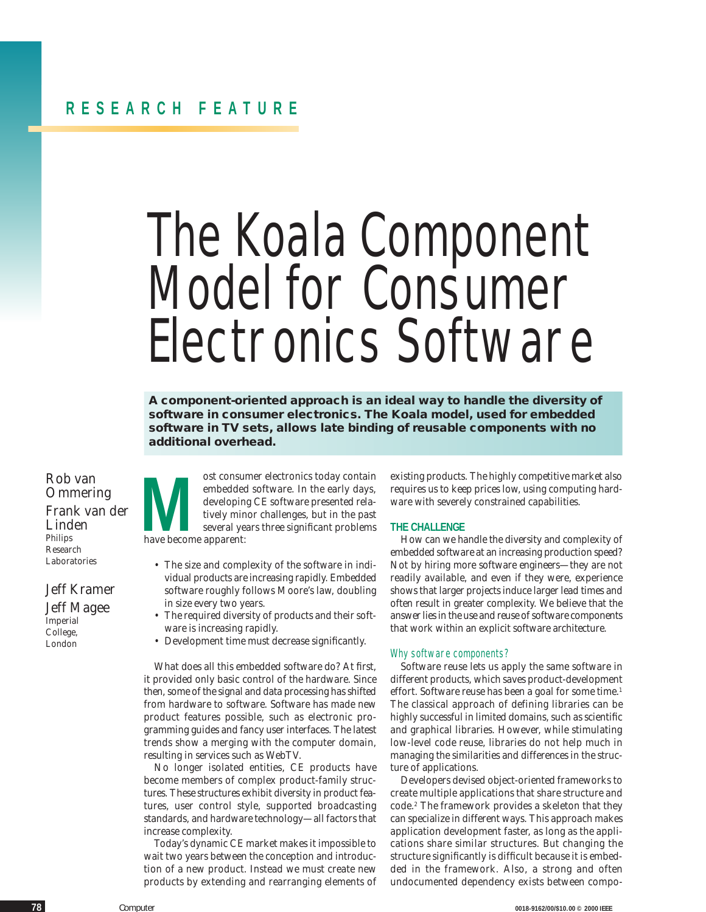RESEARCH FEATURE

# The Koala Component Model for Consumer Electronics Software

**A component-oriented approach is an ideal way to handle the diversity of software in consumer electronics. The Koala model, used for embedded software in TV sets, allows late binding of reusable components with no additional overhead.**

Rob van Ommering
Frank van der Linden
Philips Research Laboratories

Jeff Kramer
Jeff Magee
Imperial College, London

Most consumer electronics today contain embedded software. In the early days, developing CE software presented relatively minor challenges, but in the past several years three significant problems have become apparent:

- The size and complexity of the software in individual products are increasing rapidly. Embedded software roughly follows Moore's law, doubling in size every two years.
- The required diversity of products and their software is increasing rapidly.
- Development time must decrease significantly.

What does all this embedded software do? At first, it provided only basic control of the hardware. Since then, some of the signal and data processing has shifted from hardware to software. Software has made new product features possible, such as electronic programming guides and fancy user interfaces. The latest trends show a merging with the computer domain, resulting in services such as WebTV.

No longer isolated entities, CE products have become members of complex product-family structures. These structures exhibit diversity in product features, user control style, supported broadcasting standards, and hardware technology—all factors that increase complexity.

Today's dynamic CE market makes it impossible to wait two years between the conception and introduction of a new product. Instead we must create new products by extending and rearranging elements of existing products. The highly competitive market also requires us to keep prices low, using computing hardware with severely constrained capabilities.

## THE CHALLENGE

How can we handle the diversity and complexity of embedded software at an increasing production speed? Not by hiring more software engineers—they are not readily available, and even if they were, experience shows that larger projects induce larger lead times and often result in greater complexity. We believe that the answer lies in the use and reuse of software components that work within an explicit software architecture.

### *Why software components?*

Software reuse lets us apply the same software in different products, which saves product-development effort. Software reuse has been a goal for some time.[1] The classical approach of defining libraries can be highly successful in limited domains, such as scientific and graphical libraries. However, while stimulating low-level code reuse, libraries do not help much in managing the similarities and differences in the structure of applications.

Developers devised object-oriented frameworks to create multiple applications that share structure and code.[2] The framework provides a skeleton that they can specialize in different ways. This approach makes application development faster, as long as the applications share similar structures. But changing the structure significantly is difficult because it is embedded in the framework. Also, a strong and often undocumented dependency exists between compo-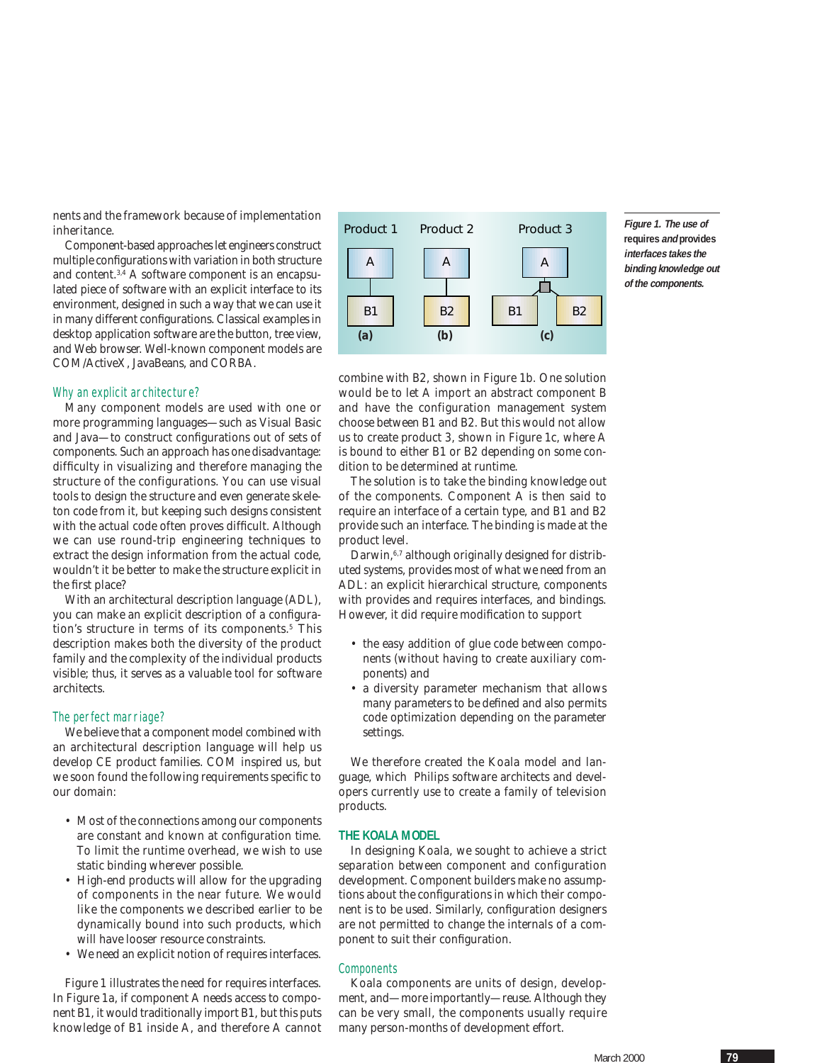nents and the framework because of implementation inheritance.

Component-based approaches let engineers construct multiple configurations with variation in both structure and content.[3,4] A software component is an encapsulated piece of software with an explicit interface to its environment, designed in such a way that we can use it in many different configurations. Classical examples in desktop application software are the button, tree view, and Web browser. Well-known component models are COM/ActiveX, JavaBeans, and CORBA.

### Why an explicit architecture?

Many component models are used with one or more programming languages—such as Visual Basic and Java—to construct configurations out of sets of components. Such an approach has one disadvantage: difficulty in visualizing and therefore managing the structure of the configurations. You can use visual tools to design the structure and even generate skeleton code from it, but keeping such designs consistent with the actual code often proves difficult. Although we can use round-trip engineering techniques to extract the design information from the actual code, wouldn't it be better to make the structure explicit in the first place?

With an architectural description language (ADL), you can make an explicit description of a configuration's structure in terms of its components.[5] This description makes both the diversity of the product family and the complexity of the individual products visible; thus, it serves as a valuable tool for software architects.

### The perfect marriage?

We believe that a component model combined with an architectural description language will help us develop CE product families. COM inspired us, but we soon found the following requirements specific to our domain:

- Most of the connections among our components are constant and known at configuration time. To limit the runtime overhead, we wish to use static binding wherever possible.
- High-end products will allow for the upgrading of components in the near future. We would like the components we described earlier to be dynamically bound into such products, which will have looser resource constraints.
- We need an explicit notion of requires interfaces.

Figure 1 illustrates the need for requires interfaces. In Figure 1a, if component A needs access to component B1, it would traditionally import B1, but this puts knowledge of B1 inside A, and therefore A cannot combine with B2, shown in Figure 1b. One solution would be to let A import an abstract component B and have the configuration management system choose between B1 and B2. But this would not allow us to create product 3, shown in Figure 1c, where A is bound to either B1 or B2 depending on some condition to be determined at runtime.

*Figure 1. The use of requires and provides interfaces takes the binding knowledge out of the components.*

The solution is to take the binding knowledge out of the components. Component A is then said to require an interface of a certain type, and B1 and B2 provide such an interface. The binding is made at the product level.

Darwin,[6,7] although originally designed for distributed systems, provides most of what we need from an ADL: an explicit hierarchical structure, components with provides and requires interfaces, and bindings. However, it did require modification to support

- the easy addition of glue code between components (without having to create auxiliary components) and
- a diversity parameter mechanism that allows many parameters to be defined and also permits code optimization depending on the parameter settings.

We therefore created the Koala model and language, which Philips software architects and developers currently use to create a family of television products.

## THE KOALA MODEL

In designing Koala, we sought to achieve a strict separation between component and configuration development. Component builders make no assumptions about the configurations in which their component is to be used. Similarly, configuration designers are not permitted to change the internals of a component to suit their configuration.

### Components

Koala components are units of design, development, and—more importantly—reuse. Although they can be very small, the components usually require many person-months of development effort.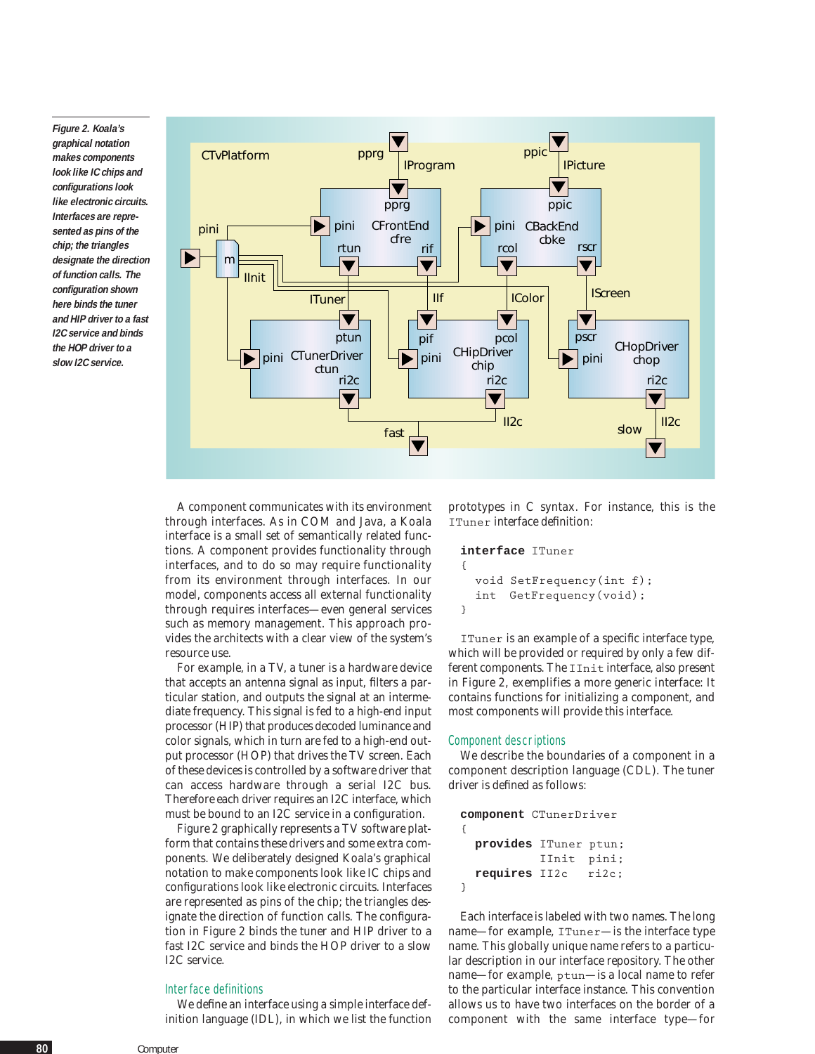*Figure 2. Koala's graphical notation makes components look like IC chips and configurations look like electronic circuits. Interfaces are represented as pins of the chip; the triangles designate the direction of function calls. The configuration shown here binds the tuner and HIP driver to a fast I2C service and binds the HOP driver to a slow I2C service.*

A component communicates with its environment through interfaces. As in COM and Java, a Koala interface is a small set of semantically related functions. A component provides functionality through interfaces, and to do so may require functionality from its environment through interfaces. In our model, components access all external functionality through requires interfaces—even general services such as memory management. This approach provides the architects with a clear view of the system's resource use.

For example, in a TV, a tuner is a hardware device that accepts an antenna signal as input, filters a particular station, and outputs the signal at an intermediate frequency. This signal is fed to a high-end input processor (HIP) that produces decoded luminance and color signals, which in turn are fed to a high-end output processor (HOP) that drives the TV screen. Each of these devices is controlled by a software driver that can access hardware through a serial I2C bus. Therefore each driver requires an I2C interface, which must be bound to an I2C service in a configuration.

Figure 2 graphically represents a TV software platform that contains these drivers and some extra components. We deliberately designed Koala's graphical notation to make components look like IC chips and configurations look like electronic circuits. Interfaces are represented as pins of the chip; the triangles designate the direction of function calls. The configuration in Figure 2 binds the tuner and HIP driver to a fast I2C service and binds the HOP driver to a slow I2C service.

### Interface definitions

We define an interface using a simple interface definition language (IDL), in which we list the function prototypes in C syntax. For instance, this is the `ITuner` interface definition:

```
interface ITuner
{
  void SetFrequency(int f);
  int  GetFrequency(void);
}
```

`ITuner` is an example of a specific interface type, which will be provided or required by only a few different components. The `IInit` interface, also present in Figure 2, exemplifies a more generic interface: It contains functions for initializing a component, and most components will provide this interface.

### Component descriptions

We describe the boundaries of a component in a component description language (CDL). The tuner driver is defined as follows:

```
component CTunerDriver
{
  provides ITuner ptun;
           IInit  pini;
  requires II2c   ri2c;
}
```

Each interface is labeled with two names. The long name—for example, `ITuner`—is the interface type name. This globally unique name refers to a particular description in our interface repository. The other name—for example, `ptun`—is a local name to refer to the particular interface instance. This convention allows us to have two interfaces on the border of a component with the same interface type—for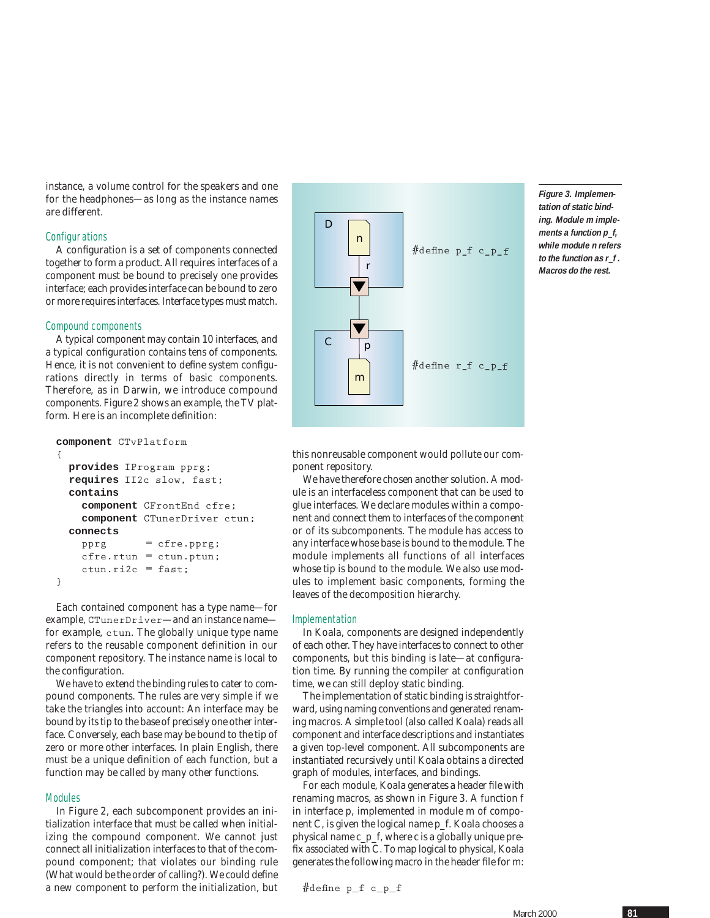instance, a volume control for the speakers and one for the headphones—as long as the instance names are different.

### Configurations

A configuration is a set of components connected together to form a product. All requires interfaces of a component must be bound to precisely one provides interface; each provides interface can be bound to zero or more requires interfaces. Interface types must match.

### Compound components

A typical component may contain 10 interfaces, and a typical configuration contains tens of components. Hence, it is not convenient to define system configurations directly in terms of basic components. Therefore, as in Darwin, we introduce compound components. Figure 2 shows an example, the TV platform. Here is an incomplete definition:

```
component CTvPlatform
{
  provides IProgram pprg;
  requires II2c slow, fast;
  contains
    component CFrontEnd cfre;
    component CTunerDriver ctun;
  connects
    pprg      = cfre.pprg;
    cfre.rtun  = ctun.ptun;
    ctun.ri2c  = fast;
}
```

Each contained component has a type name—for example, CTunerDriver—and an instance name—for example, ctun. The globally unique type name refers to the reusable component definition in our component repository. The instance name is local to the configuration.

We have to extend the binding rules to cater to compound components. The rules are very simple if we take the triangles into account: An interface may be bound by its tip to the base of precisely one other interface. Conversely, each base may be bound to the tip of zero or more other interfaces. In plain English, there must be a unique definition of each function, but a function may be called by many other functions.

### Modules

In Figure 2, each subcomponent provides an initialization interface that must be called when initializing the compound component. We cannot just connect all initialization interfaces to that of the compound component; that violates our binding rule (What would be the order of calling?). We could define a new component to perform the initialization, but this nonreusable component would pollute our component repository.

We have therefore chosen another solution. A module is an interfaceless component that can be used to glue interfaces. We declare modules within a component and connect them to interfaces of the component or of its subcomponents. The module has access to any interface whose base is bound to the module. The module implements all functions of all interfaces whose tip is bound to the module. We also use modules to implement basic components, forming the leaves of the decomposition hierarchy.

D
n
r
#define p_f c_p_f
C
p
m
#define r_f c_p_f

**Figure 3. Implementation of static binding. Module m implements a function p_f, while module n refers to the function as r_f. Macros do the rest.**

### Implementation

In Koala, components are designed independently of each other. They have interfaces to connect to other components, but this binding is late—at configuration time. By running the compiler at configuration time, we can still deploy static binding.

The implementation of static binding is straightforward, using naming conventions and generated renaming macros. A simple tool (also called Koala) reads all component and interface descriptions and instantiates a given top-level component. All subcomponents are instantiated recursively until Koala obtains a directed graph of modules, interfaces, and bindings.

For each module, Koala generates a header file with renaming macros, as shown in Figure 3. A function f in interface p, implemented in module m of component C, is given the logical name p_f. Koala chooses a physical name c_p_f, where c is a globally unique prefix associated with C. To map logical to physical, Koala generates the following macro in the header file for m:

```
#define p_f c_p_f
```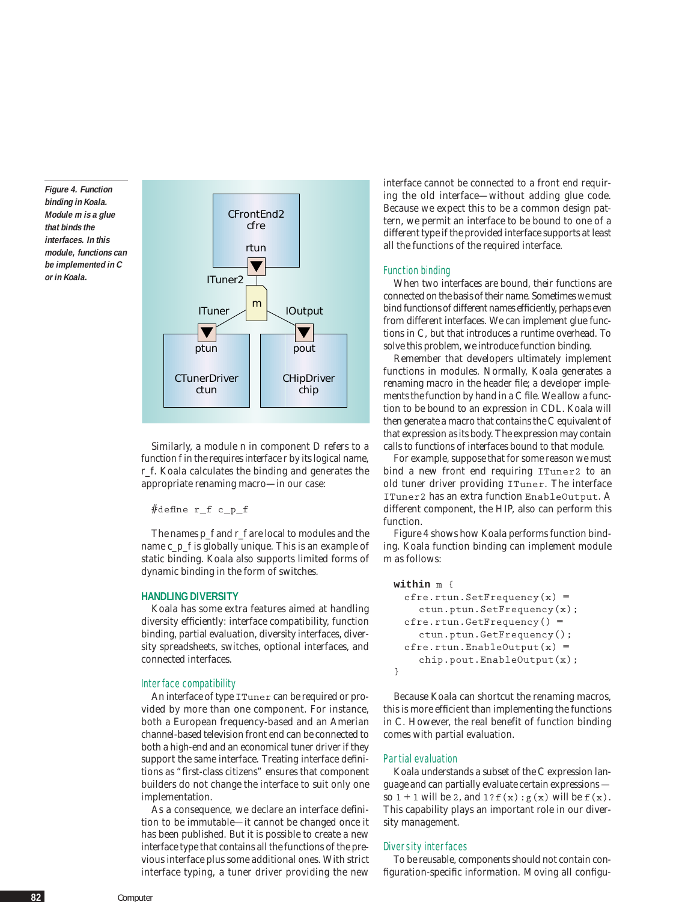Figure 4 diagram labels, as printed:

CFrontEnd2
cfre
rtun
ITuner2
m
ITuner
IOutput
ptun
pout
CTunerDriver
ctun
CHipDriver
chip

*Figure 4. Function binding in Koala. Module m is a glue that binds the interfaces. In this module, functions can be implemented in C or in Koala.*

Similarly, a module n in component D refers to a function f in the requires interface r by its logical name, r_f. Koala calculates the binding and generates the appropriate renaming macro—in our case:

```
#define r_f c_p_f
```

The names p_f and r_f are local to modules and the name c_p_f is globally unique. This is an example of static binding. Koala also supports limited forms of dynamic binding in the form of switches.

## HANDLING DIVERSITY

Koala has some extra features aimed at handling diversity efficiently: interface compatibility, function binding, partial evaluation, diversity interfaces, diversity spreadsheets, switches, optional interfaces, and connected interfaces.

### Interface compatibility

An interface of type `ITuner` can be required or provided by more than one component. For instance, both a European frequency-based and an Amerian channel-based television front end can be connected to both a high-end and an economical tuner driver if they support the same interface. Treating interface definitions as "first-class citizens" ensures that component builders do not change the interface to suit only one implementation.

As a consequence, we declare an interface definition to be immutable—it cannot be changed once it has been published. But it is possible to create a new interface type that contains all the functions of the previous interface plus some additional ones. With strict interface typing, a tuner driver providing the new interface cannot be connected to a front end requiring the old interface—without adding glue code. Because we expect this to be a common design pattern, we permit an interface to be bound to one of a different type if the provided interface supports at least all the functions of the required interface.

### Function binding

When two interfaces are bound, their functions are connected on the basis of their name. Sometimes we must bind functions of different names efficiently, perhaps even from different interfaces. We can implement glue functions in C, but that introduces a runtime overhead. To solve this problem, we introduce function binding.

Remember that developers ultimately implement functions in modules. Normally, Koala generates a renaming macro in the header file; a developer implements the function by hand in a C file. We allow a function to be bound to an expression in CDL. Koala will then generate a macro that contains the C equivalent of that expression as its body. The expression may contain calls to functions of interfaces bound to that module.

For example, suppose that for some reason we must bind a new front end requiring `ITuner2` to an old tuner driver providing `ITuner`. The interface `ITuner2` has an extra function `EnableOutput`. A different component, the HIP, also can perform this function.

Figure 4 shows how Koala performs function binding. Koala function binding can implement module m as follows:

```
within m {
  cfre.rtun.SetFrequency(x) =
     ctun.ptun.SetFrequency(x);
  cfre.rtun.GetFrequency() =
     ctun.ptun.GetFrequency();
  cfre.rtun.EnableOutput(x) =
     chip.pout.EnableOutput(x);
}
```

Because Koala can shortcut the renaming macros, this is more efficient than implementing the functions in C. However, the real benefit of function binding comes with partial evaluation.

### Partial evaluation

Koala understands a subset of the C expression language and can partially evaluate certain expressions—so `1 + 1` will be `2`, and `1?f(x):g(x)` will be `f(x)`. This capability plays an important role in our diversity management.

### Diversity interfaces

To be reusable, components should not contain configuration-specific information. Moving all configu-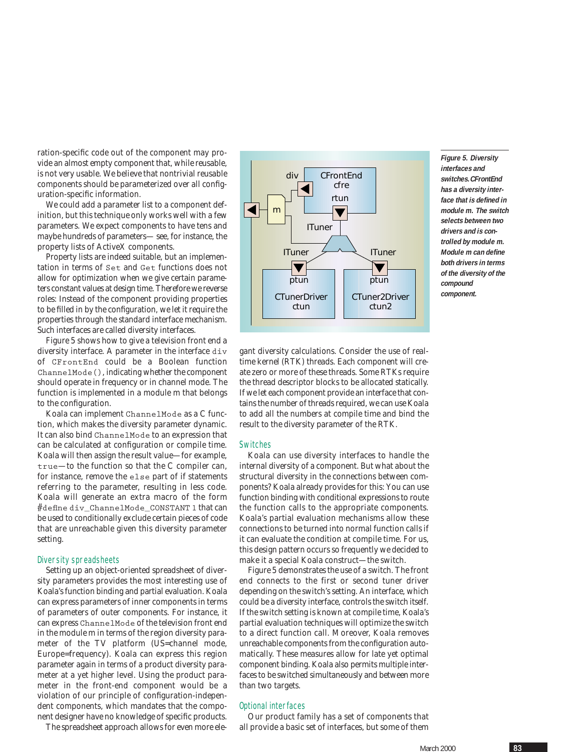ration-specific code out of the component may provide an almost empty component that, while reusable, is not very usable. We believe that nontrivial reusable components should be parameterized over all configuration-specific information.

We could add a parameter list to a component definition, but this technique only works well with a few parameters. We expect components to have tens and maybe hundreds of parameters— see, for instance, the property lists of ActiveX components.

Property lists are indeed suitable, but an implementation in terms of `Set` and `Get` functions does not allow for optimization when we give certain parameters constant values at design time. Therefore we reverse roles: Instead of the component providing properties to be filled in by the configuration, we let it require the properties through the standard interface mechanism. Such interfaces are called diversity interfaces.

Figure 5 shows how to give a television front end a diversity interface. A parameter in the interface `div` of `CFrontEnd` could be a Boolean function `ChannelMode()`, indicating whether the component should operate in frequency or in channel mode. The function is implemented in a module m that belongs to the configuration.

Koala can implement `ChannelMode` as a C function, which makes the diversity parameter dynamic. It can also bind `ChannelMode` to an expression that can be calculated at configuration or compile time. Koala will then assign the result value—for example, `true`—to the function so that the C compiler can, for instance, remove the `else` part of if statements referring to the parameter, resulting in less code. Koala will generate an extra macro of the form `#define div_ChannelMode_CONSTANT 1` that can be used to conditionally exclude certain pieces of code that are unreachable given this diversity parameter setting.

## Diversity spreadsheets

Setting up an object-oriented spreadsheet of diversity parameters provides the most interesting use of Koala's function binding and partial evaluation. Koala can express parameters of inner components in terms of parameters of outer components. For instance, it can express `ChannelMode` of the television front end in the module m in terms of the region diversity parameter of the TV platform (US=channel mode, Europe=frequency). Koala can express this region parameter again in terms of a product diversity parameter at a yet higher level. Using the product parameter in the front-end component would be a violation of our principle of configuration-independent components, which mandates that the component designer have no knowledge of specific products.

The spreadsheet approach allows for even more elegant diversity calculations. Consider the use of real-time kernel (RTK) threads. Each component will create zero or more of these threads. Some RTKs require the thread descriptor blocks to be allocated statically. If we let each component provide an interface that contains the number of threads required, we can use Koala to add all the numbers at compile time and bind the result to the diversity parameter of the RTK.

*Figure 5. Diversity interfaces and switches. CFrontEnd has a diversity interface that is defined in module m. The switch selects between two drivers and is controlled by module m. Module m can define both drivers in terms of the diversity of the compound component.*

## Switches

Koala can use diversity interfaces to handle the internal diversity of a component. But what about the structural diversity in the connections between components? Koala already provides for this: You can use function binding with conditional expressions to route the function calls to the appropriate components. Koala's partial evaluation mechanisms allow these connections to be turned into normal function calls if it can evaluate the condition at compile time. For us, this design pattern occurs so frequently we decided to make it a special Koala construct—the switch.

Figure 5 demonstrates the use of a switch. The front end connects to the first or second tuner driver depending on the switch's setting. An interface, which could be a diversity interface, controls the switch itself. If the switch setting is known at compile time, Koala's partial evaluation techniques will optimize the switch to a direct function call. Moreover, Koala removes unreachable components from the configuration automatically. These measures allow for late yet optimal component binding. Koala also permits multiple interfaces to be switched simultaneously and between more than two targets.

## Optional interfaces

Our product family has a set of components that all provide a basic set of interfaces, but some of them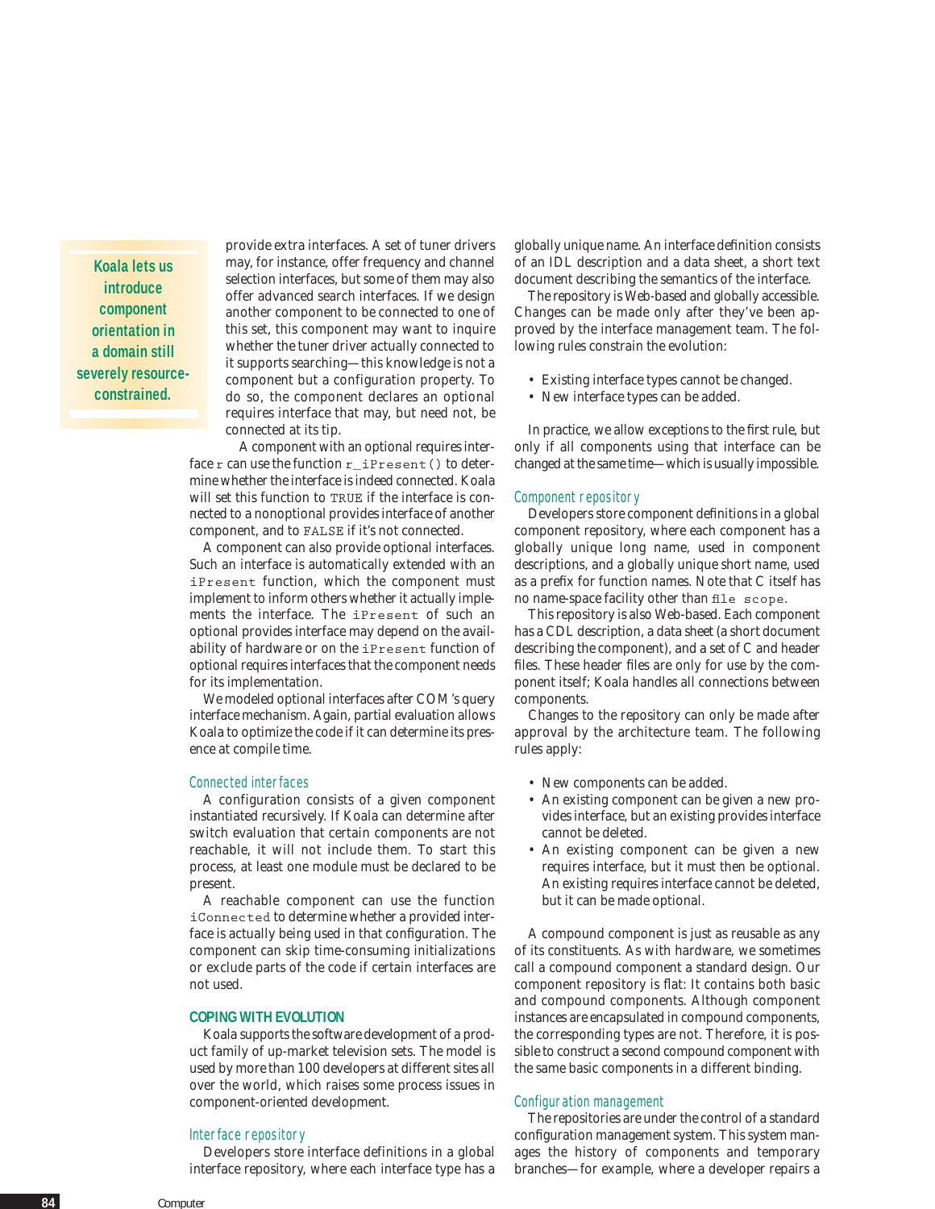**Koala lets us introduce component orientation in a domain still severely resource-constrained.**

provide extra interfaces. A set of tuner drivers may, for instance, offer frequency and channel selection interfaces, but some of them may also offer advanced search interfaces. If we design another component to be connected to one of this set, this component may want to inquire whether the tuner driver actually connected to it supports searching—this knowledge is not a component but a configuration property. To do so, the component declares an optional requires interface that may, but need not, be connected at its tip.

A component with an optional requires interface `r` can use the function `r_iPresent()` to determine whether the interface is indeed connected. Koala will set this function to `TRUE` if the interface is connected to a nonoptional provides interface of another component, and to `FALSE` if it's not connected.

A component can also provide optional interfaces. Such an interface is automatically extended with an `iPresent` function, which the component must implement to inform others whether it actually implements the interface. The `iPresent` of such an optional provides interface may depend on the availability of hardware or on the `iPresent` function of optional requires interfaces that the component needs for its implementation.

We modeled optional interfaces after COM's query interface mechanism. Again, partial evaluation allows Koala to optimize the code if it can determine its presence at compile time.

### Connected interfaces

A configuration consists of a given component instantiated recursively. If Koala can determine after switch evaluation that certain components are not reachable, it will not include them. To start this process, at least one module must be declared to be present.

A reachable component can use the function `iConnected` to determine whether a provided interface is actually being used in that configuration. The component can skip time-consuming initializations or exclude parts of the code if certain interfaces are not used.

## COPING WITH EVOLUTION

Koala supports the software development of a product family of up-market television sets. The model is used by more than 100 developers at different sites all over the world, which raises some process issues in component-oriented development.

### Interface repository

Developers store interface definitions in a global interface repository, where each interface type has a globally unique name. An interface definition consists of an IDL description and a data sheet, a short text document describing the semantics of the interface.

The repository is Web-based and globally accessible. Changes can be made only after they've been approved by the interface management team. The following rules constrain the evolution:

- Existing interface types cannot be changed.
- New interface types can be added.

In practice, we allow exceptions to the first rule, but only if all components using that interface can be changed at the same time—which is usually impossible.

### Component repository

Developers store component definitions in a global component repository, where each component has a globally unique long name, used in component descriptions, and a globally unique short name, used as a prefix for function names. Note that C itself has no name-space facility other than `file scope`.

This repository is also Web-based. Each component has a CDL description, a data sheet (a short document describing the component), and a set of C and header files. These header files are only for use by the component itself; Koala handles all connections between components.

Changes to the repository can only be made after approval by the architecture team. The following rules apply:

- New components can be added.
- An existing component can be given a new provides interface, but an existing provides interface cannot be deleted.
- An existing component can be given a new requires interface, but it must then be optional. An existing requires interface cannot be deleted, but it can be made optional.

A compound component is just as reusable as any of its constituents. As with hardware, we sometimes call a compound component a standard design. Our component repository is flat: It contains both basic and compound components. Although component instances are encapsulated in compound components, the corresponding types are not. Therefore, it is possible to construct a second compound component with the same basic components in a different binding.

### Configuration management

The repositories are under the control of a standard configuration management system. This system manages the history of components and temporary branches—for example, where a developer repairs a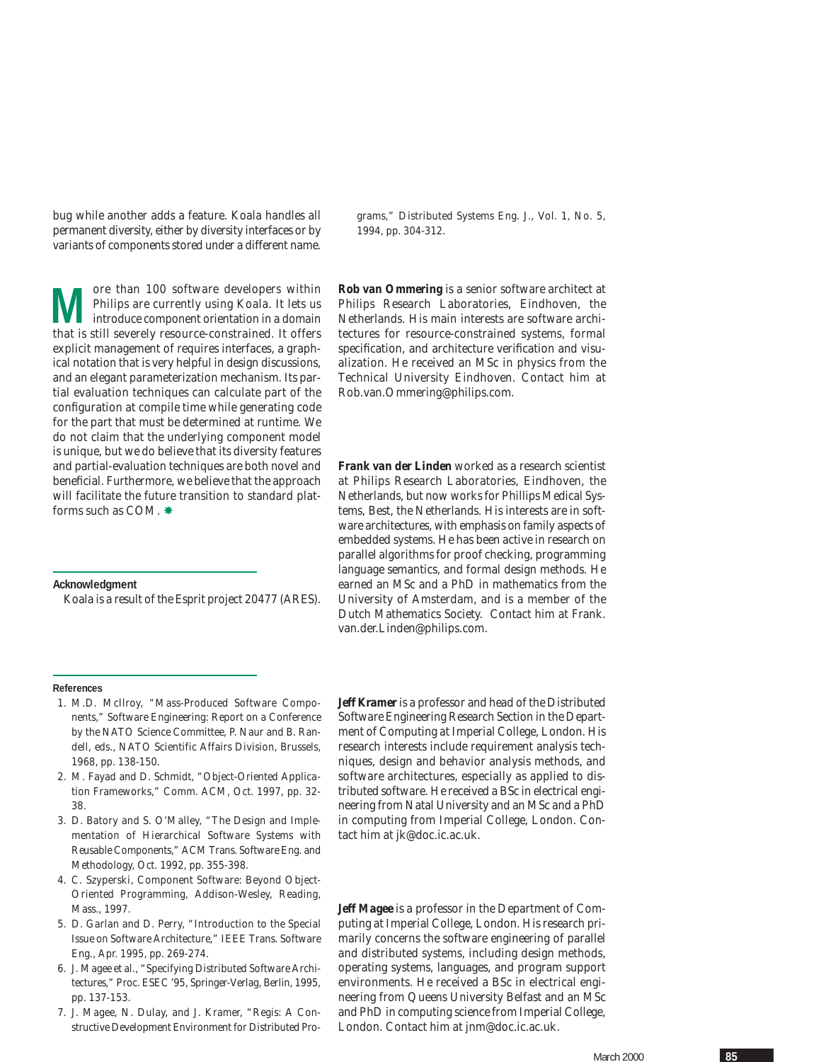bug while another adds a feature. Koala handles all permanent diversity, either by diversity interfaces or by variants of components stored under a different name.

More than 100 software developers within Philips are currently using Koala. It lets us introduce component orientation in a domain that is still severely resource-constrained. It offers explicit management of requires interfaces, a graphical notation that is very helpful in design discussions, and an elegant parameterization mechanism. Its partial evaluation techniques can calculate part of the configuration at compile time while generating code for the part that must be determined at runtime. We do not claim that the underlying component model is unique, but we do believe that its diversity features and partial-evaluation techniques are both novel and beneficial. Furthermore, we believe that the approach will facilitate the future transition to standard platforms such as COM. ✸

**Acknowledgment**

Koala is a result of the Esprit project 20477 (ARES).

**References**

1. M.D. McIlroy, "Mass-Produced Software Components," *Software Engineering: Report on a Conference by the NATO Science Committee*, P. Naur and B. Randell, eds., NATO Scientific Affairs Division, Brussels, 1968, pp. 138-150.
2. M. Fayad and D. Schmidt, "Object-Oriented Application Frameworks," *Comm. ACM*, Oct. 1997, pp. 32-38.
3. D. Batory and S. O'Malley, "The Design and Implementation of Hierarchical Software Systems with Reusable Components," *ACM Trans. Software Eng. and Methodology*, Oct. 1992, pp. 355-398.
4. C. Szyperski, *Component Software: Beyond Object-Oriented Programming*, Addison-Wesley, Reading, Mass., 1997.
5. D. Garlan and D. Perry, "Introduction to the Special Issue on Software Architecture," *IEEE Trans. Software Eng.*, Apr. 1995, pp. 269-274.
6. J. Magee et al., "Specifying Distributed Software Architectures," *Proc. ESEC '95*, Springer-Verlag, Berlin, 1995, pp. 137-153.
7. J. Magee, N. Dulay, and J. Kramer, "Regis: A Constructive Development Environment for Distributed Programs," *Distributed Systems Eng. J.*, Vol. 1, No. 5, 1994, pp. 304-312.

**Rob van Ommering** is a senior software architect at Philips Research Laboratories, Eindhoven, the Netherlands. His main interests are software architectures for resource-constrained systems, formal specification, and architecture verification and visualization. He received an MSc in physics from the Technical University Eindhoven. Contact him at Rob.van.Ommering@philips.com.

**Frank van der Linden** worked as a research scientist at Philips Research Laboratories, Eindhoven, the Netherlands, but now works for Phillips Medical Systems, Best, the Netherlands. His interests are in software architectures, with emphasis on family aspects of embedded systems. He has been active in research on parallel algorithms for proof checking, programming language semantics, and formal design methods. He earned an MSc and a PhD in mathematics from the University of Amsterdam, and is a member of the Dutch Mathematics Society. Contact him at Frank.van.der.Linden@philips.com.

**Jeff Kramer** is a professor and head of the Distributed Software Engineering Research Section in the Department of Computing at Imperial College, London. His research interests include requirement analysis techniques, design and behavior analysis methods, and software architectures, especially as applied to distributed software. He received a BSc in electrical engineering from Natal University and an MSc and a PhD in computing from Imperial College, London. Contact him at jk@doc.ic.ac.uk.

**Jeff Magee** is a professor in the Department of Computing at Imperial College, London. His research primarily concerns the software engineering of parallel and distributed systems, including design methods, operating systems, languages, and program support environments. He received a BSc in electrical engineering from Queens University Belfast and an MSc and PhD in computing science from Imperial College, London. Contact him at jnm@doc.ic.ac.uk.